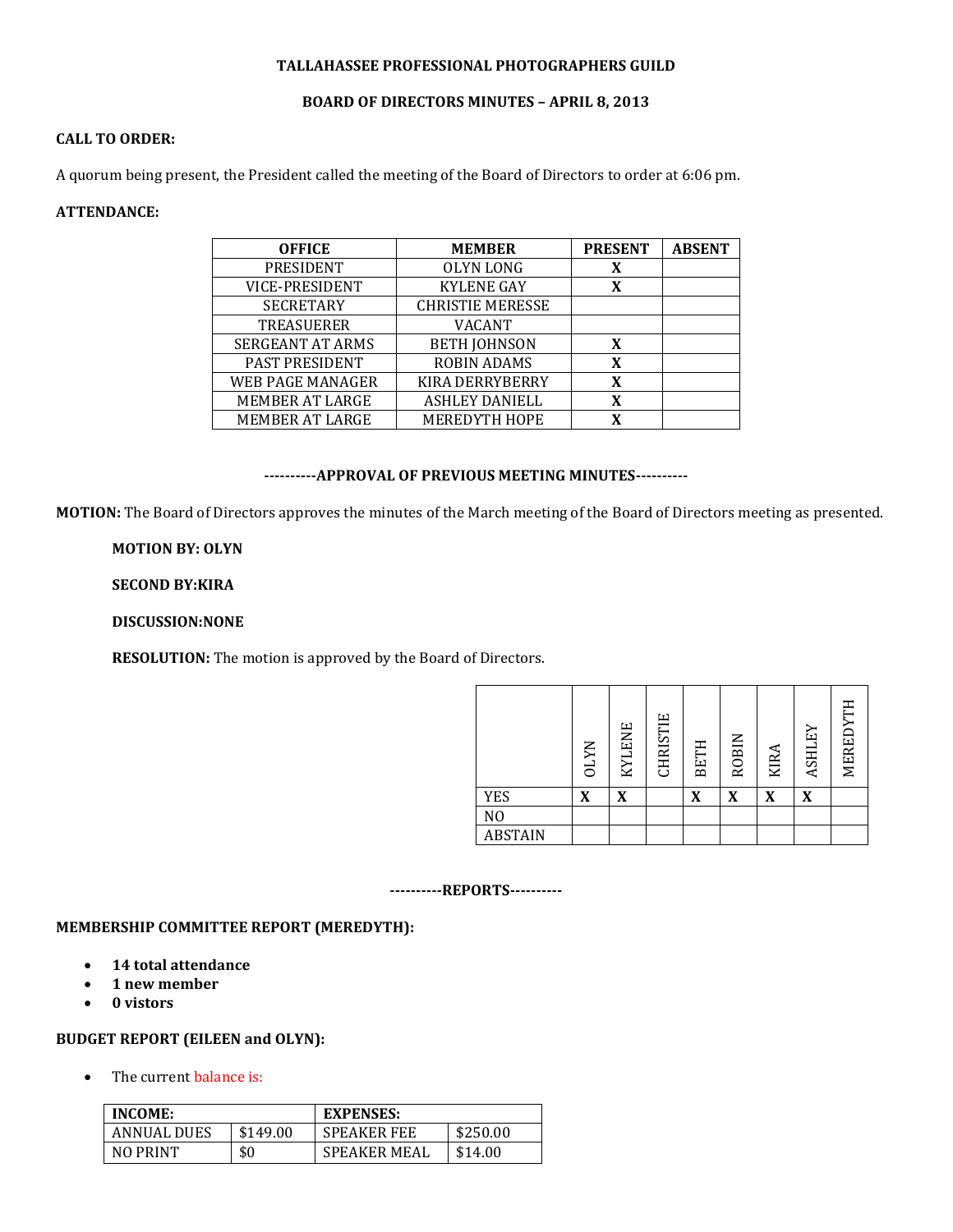**TALLAHASSEE PROFESSIONAL PHOTOGRAPHERS GUILD**

**BOARD OF DIRECTORS MINUTES – APRIL 8, 2013**

**CALL TO ORDER:**

A quorum being present, the President called the meeting of the Board of Directors to order at 6:06 pm.

**ATTENDANCE:**

| OFFICE | MEMBER | PRESENT | ABSENT |
|---|---|---|---|
| PRESIDENT | OLYN LONG | X | |
| VICE-PRESIDENT | KYLENE GAY | X | |
| SECRETARY | CHRISTIE MERESSE | | |
| TREASUERER | VACANT | | |
| SERGEANT AT ARMS | BETH JOHNSON | X | |
| PAST PRESIDENT | ROBIN ADAMS | X | |
| WEB PAGE MANAGER | KIRA DERRYBERRY | X | |
| MEMBER AT LARGE | ASHLEY DANIELL | X | |
| MEMBER AT LARGE | MEREDYTH HOPE | X | |

**----------APPROVAL OF PREVIOUS MEETING MINUTES----------**

**MOTION:** The Board of Directors approves the minutes of the March meeting of the Board of Directors meeting as presented.

**MOTION BY: OLYN**

**SECOND BY:KIRA**

**DISCUSSION:NONE**

**RESOLUTION:** The motion is approved by the Board of Directors.

| | OLYN | KYLENE | CHRISTIE | BETH | ROBIN | KIRA | ASHLEY | MEREDYTH |
|---|---|---|---|---|---|---|---|---|
| YES | X | X | | X | X | X | X | |
| NO | | | | | | | | |
| ABSTAIN | | | | | | | | |

**----------REPORTS----------**

**MEMBERSHIP COMMITTEE REPORT (MEREDYTH):**

- **14 total attendance**
- **1 new member**
- **0 vistors**

**BUDGET REPORT (EILEEN and OLYN):**

- The current balance is:

| INCOME: | | EXPENSES: | |
|---|---|---|---|
| ANNUAL DUES | $149.00 | SPEAKER FEE | $250.00 |
| NO PRINT | $0 | SPEAKER MEAL | $14.00 |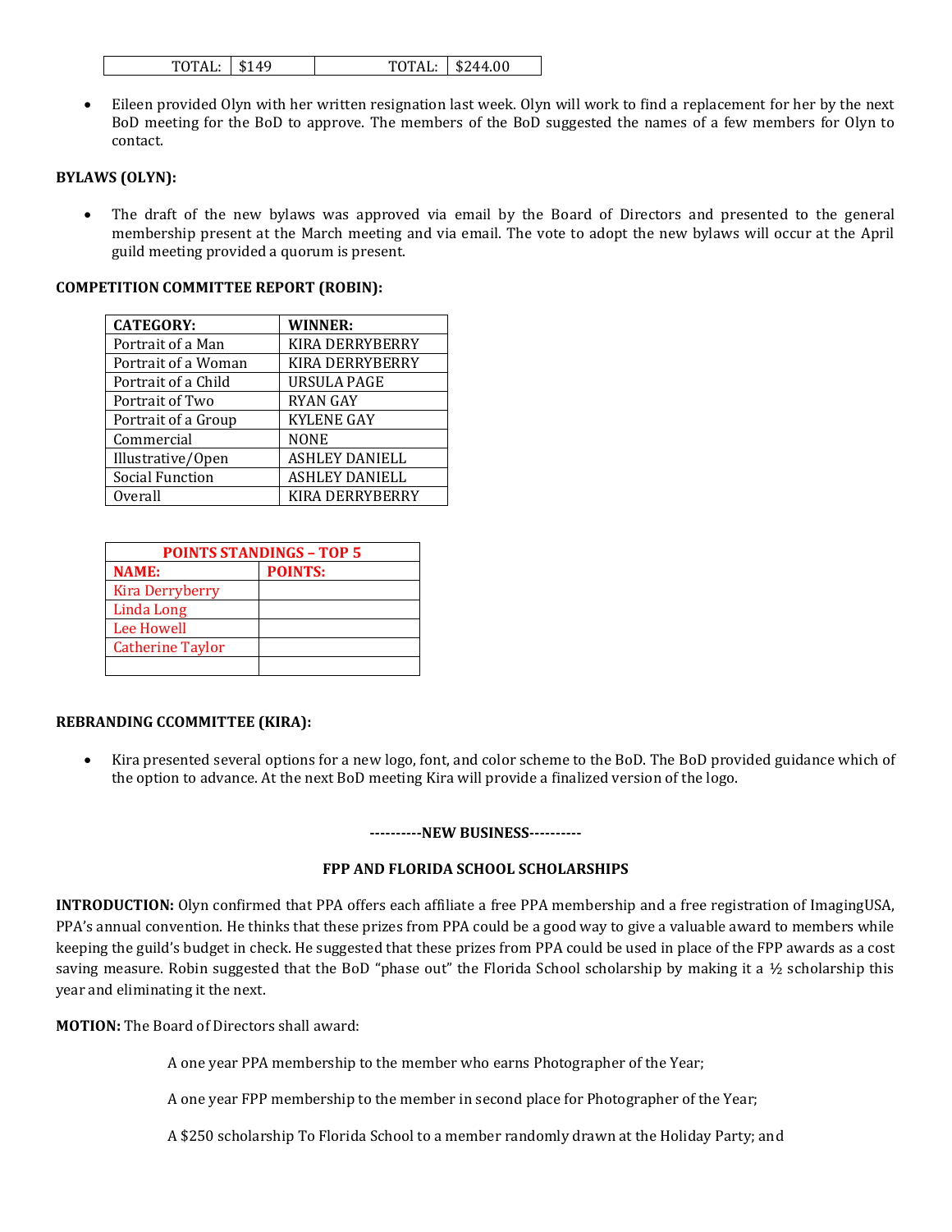| TOTAL: | $149 | TOTAL: | $244.00 |
|---|---|---|---|

- Eileen provided Olyn with her written resignation last week. Olyn will work to find a replacement for her by the next BoD meeting for the BoD to approve. The members of the BoD suggested the names of a few members for Olyn to contact.

**BYLAWS (OLYN):**

- The draft of the new bylaws was approved via email by the Board of Directors and presented to the general membership present at the March meeting and via email. The vote to adopt the new bylaws will occur at the April guild meeting provided a quorum is present.

**COMPETITION COMMITTEE REPORT (ROBIN):**

| CATEGORY: | WINNER: |
|---|---|
| Portrait of a Man | KIRA DERRYBERRY |
| Portrait of a Woman | KIRA DERRYBERRY |
| Portrait of a Child | URSULA PAGE |
| Portrait of Two | RYAN GAY |
| Portrait of a Group | KYLENE GAY |
| Commercial | NONE |
| Illustrative/Open | ASHLEY DANIELL |
| Social Function | ASHLEY DANIELL |
| Overall | KIRA DERRYBERRY |

| POINTS STANDINGS – TOP 5 | |
|---|---|
| **NAME:** | **POINTS:** |
| Kira Derryberry | |
| Linda Long | |
| Lee Howell | |
| Catherine Taylor | |
| | |

**REBRANDING CCOMMITTEE (KIRA):**

- Kira presented several options for a new logo, font, and color scheme to the BoD. The BoD provided guidance which of the option to advance. At the next BoD meeting Kira will provide a finalized version of the logo.

**----------NEW BUSINESS----------**

**FPP AND FLORIDA SCHOOL SCHOLARSHIPS**

**INTRODUCTION:** Olyn confirmed that PPA offers each affiliate a free PPA membership and a free registration of ImagingUSA, PPA's annual convention. He thinks that these prizes from PPA could be a good way to give a valuable award to members while keeping the guild's budget in check. He suggested that these prizes from PPA could be used in place of the FPP awards as a cost saving measure. Robin suggested that the BoD "phase out" the Florida School scholarship by making it a ½ scholarship this year and eliminating it the next.

**MOTION:** The Board of Directors shall award:

A one year PPA membership to the member who earns Photographer of the Year;

A one year FPP membership to the member in second place for Photographer of the Year;

A $250 scholarship To Florida School to a member randomly drawn at the Holiday Party; and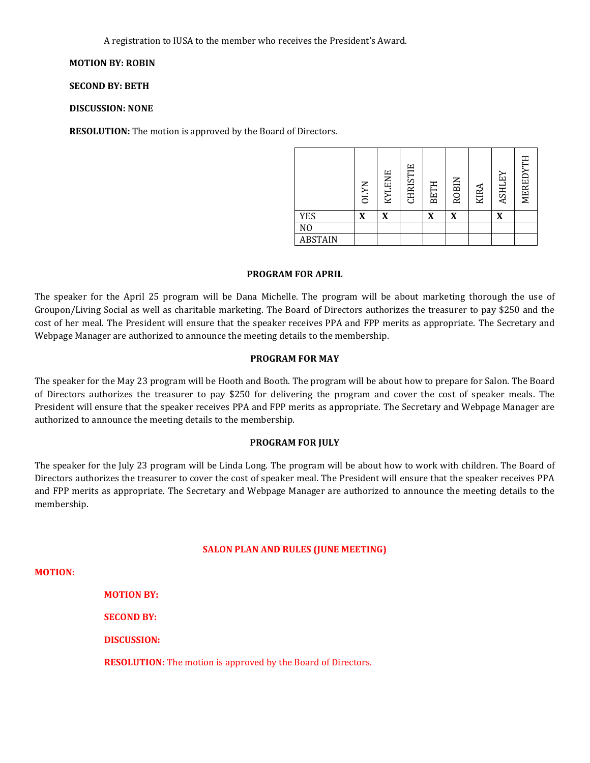A registration to IUSA to the member who receives the President's Award.

**MOTION BY: ROBIN**

**SECOND BY: BETH**

**DISCUSSION: NONE**

**RESOLUTION:** The motion is approved by the Board of Directors.

| | OLYN | KYLENE | CHRISTIE | BETH | ROBIN | KIRA | ASHLEY | MEREDYTH |
|---|---|---|---|---|---|---|---|---|
| YES | X | X | | X | X | | X | |
| NO | | | | | | | | |
| ABSTAIN | | | | | | | | |

**PROGRAM FOR APRIL**

The speaker for the April 25 program will be Dana Michelle. The program will be about marketing thorough the use of Groupon/Living Social as well as charitable marketing. The Board of Directors authorizes the treasurer to pay $250 and the cost of her meal. The President will ensure that the speaker receives PPA and FPP merits as appropriate. The Secretary and Webpage Manager are authorized to announce the meeting details to the membership.

**PROGRAM FOR MAY**

The speaker for the May 23 program will be Hooth and Booth. The program will be about how to prepare for Salon. The Board of Directors authorizes the treasurer to pay $250 for delivering the program and cover the cost of speaker meals. The President will ensure that the speaker receives PPA and FPP merits as appropriate. The Secretary and Webpage Manager are authorized to announce the meeting details to the membership.

**PROGRAM FOR JULY**

The speaker for the July 23 program will be Linda Long. The program will be about how to work with children. The Board of Directors authorizes the treasurer to cover the cost of speaker meal. The President will ensure that the speaker receives PPA and FPP merits as appropriate. The Secretary and Webpage Manager are authorized to announce the meeting details to the membership.

**SALON PLAN AND RULES (JUNE MEETING)**

**MOTION:**

**MOTION BY:**

**SECOND BY:**

**DISCUSSION:**

**RESOLUTION:** The motion is approved by the Board of Directors.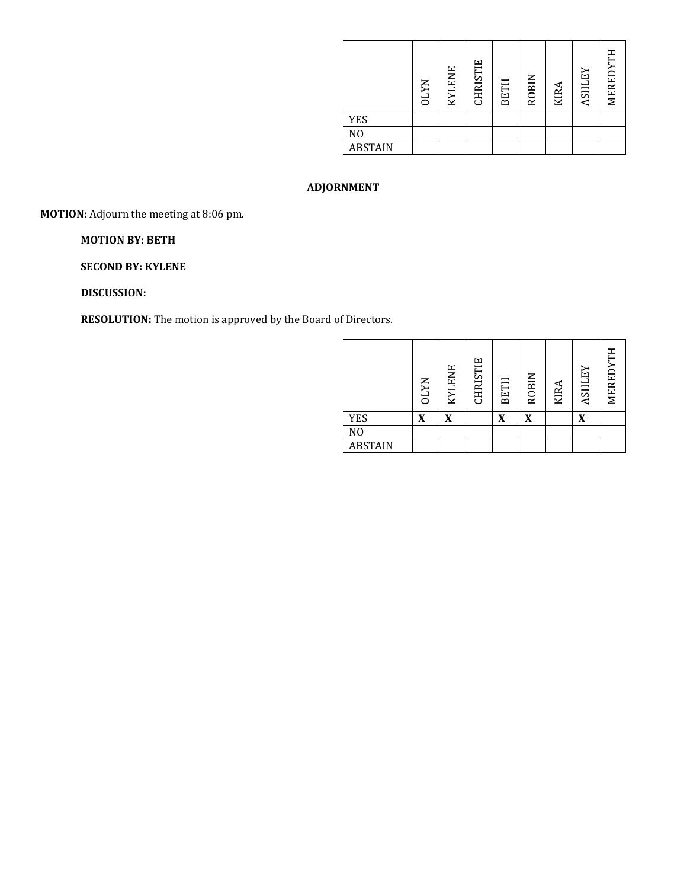| | OLYN | KYLENE | CHRISTIE | BETH | ROBIN | KIRA | ASHLEY | MEREDYTH |
|---|---|---|---|---|---|---|---|---|
| YES | | | | | | | | |
| NO | | | | | | | | |
| ABSTAIN | | | | | | | | |

## ADJORNMENT

**MOTION:** Adjourn the meeting at 8:06 pm.

**MOTION BY: BETH**

**SECOND BY: KYLENE**

**DISCUSSION:**

**RESOLUTION:** The motion is approved by the Board of Directors.

| | OLYN | KYLENE | CHRISTIE | BETH | ROBIN | KIRA | ASHLEY | MEREDYTH |
|---|---|---|---|---|---|---|---|---|
| YES | **X** | **X** | | **X** | **X** | | **X** | |
| NO | | | | | | | | |
| ABSTAIN | | | | | | | | |